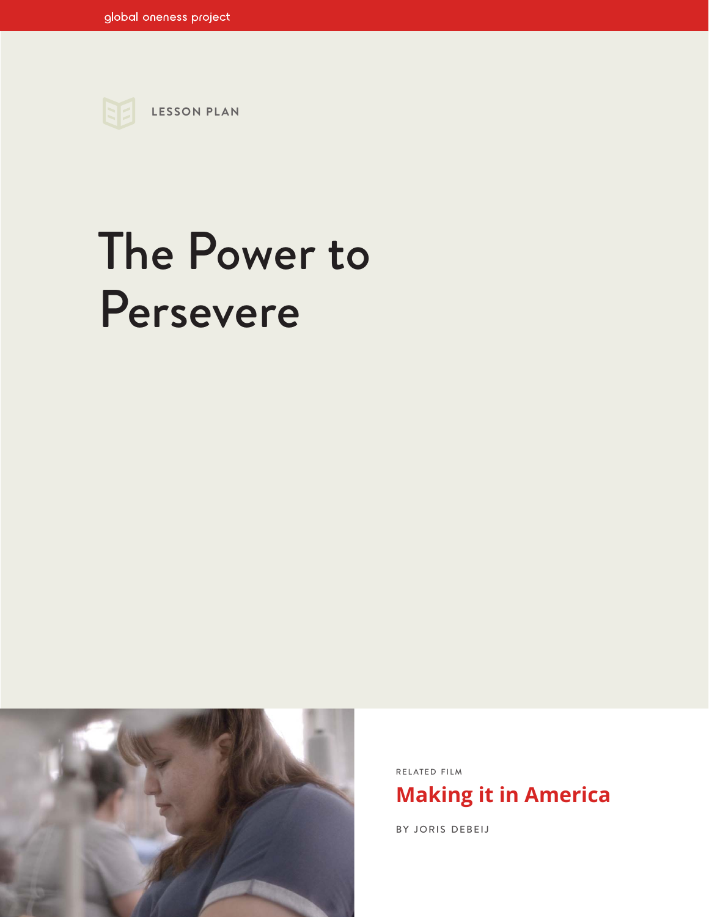global oneness project

LESSON PLAN

# The Power to Persevere

RELATED FILM

## Making it in America

BY JORIS DEBEIJ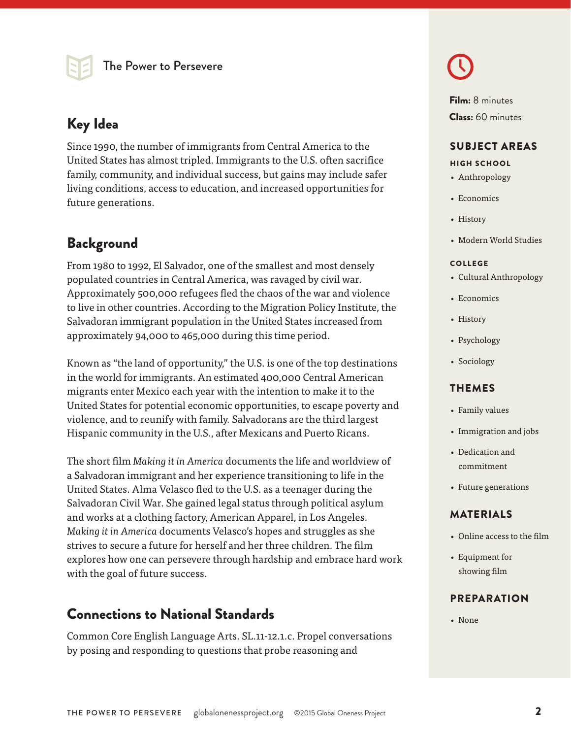## The Power to Persevere

## Key Idea

Since 1990, the number of immigrants from Central America to the United States has almost tripled. Immigrants to the U.S. often sacrifice family, community, and individual success, but gains may include safer living conditions, access to education, and increased opportunities for future generations.

## Background

From 1980 to 1992, El Salvador, one of the smallest and most densely populated countries in Central America, was ravaged by civil war. Approximately 500,000 refugees fled the chaos of the war and violence to live in other countries. According to the Migration Policy Institute, the Salvadoran immigrant population in the United States increased from approximately 94,000 to 465,000 during this time period.

Known as "the land of opportunity," the U.S. is one of the top destinations in the world for immigrants. An estimated 400,000 Central American migrants enter Mexico each year with the intention to make it to the United States for potential economic opportunities, to escape poverty and violence, and to reunify with family. Salvadorans are the third largest Hispanic community in the U.S., after Mexicans and Puerto Ricans.

The short film *Making it in America* documents the life and worldview of a Salvadoran immigrant and her experience transitioning to life in the United States. Alma Velasco fled to the U.S. as a teenager during the Salvadoran Civil War. She gained legal status through political asylum and works at a clothing factory, American Apparel, in Los Angeles. *Making it in America* documents Velasco's hopes and struggles as she strives to secure a future for herself and her three children. The film explores how one can persevere through hardship and embrace hard work with the goal of future success.

## Connections to National Standards

Common Core English Language Arts. SL.11-12.1.c. Propel conversations by posing and responding to questions that probe reasoning and

**Film:** 8 minutes
**Class:** 60 minutes

### SUBJECT AREAS

**HIGH SCHOOL**

- Anthropology
- Economics
- History
- Modern World Studies

**COLLEGE**

- Cultural Anthropology
- Economics
- History
- Psychology
- Sociology

### THEMES

- Family values
- Immigration and jobs
- Dedication and commitment
- Future generations

### MATERIALS

- Online access to the film
- Equipment for showing film

### PREPARATION

- None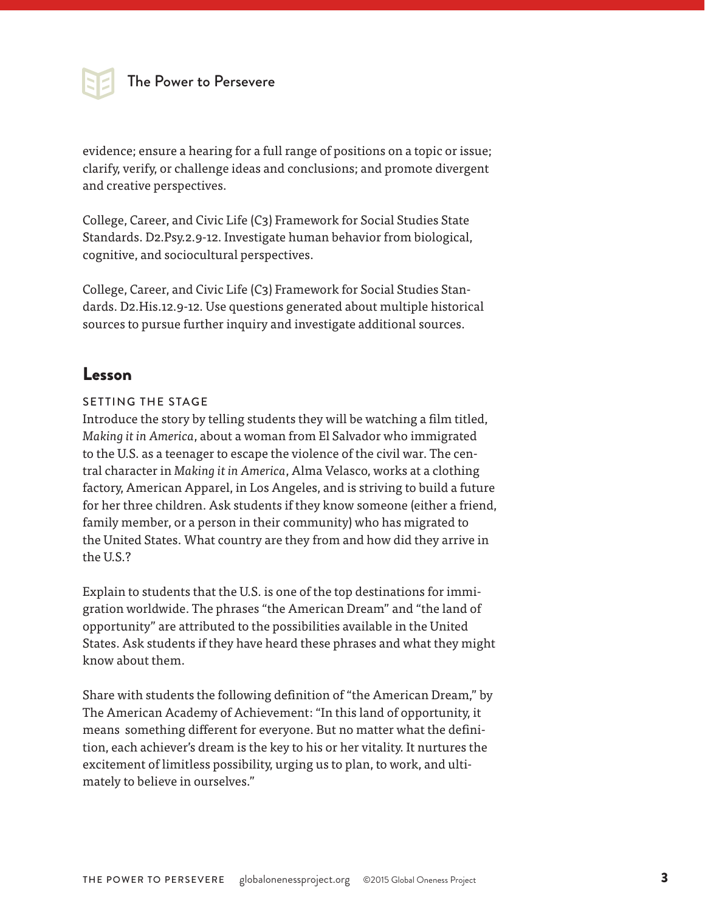evidence; ensure a hearing for a full range of positions on a topic or issue; clarify, verify, or challenge ideas and conclusions; and promote divergent and creative perspectives.

College, Career, and Civic Life (C3) Framework for Social Studies State Standards. D2.Psy.2.9-12. Investigate human behavior from biological, cognitive, and sociocultural perspectives.

College, Career, and Civic Life (C3) Framework for Social Studies Standards. D2.His.12.9-12. Use questions generated about multiple historical sources to pursue further inquiry and investigate additional sources.

## Lesson

### SETTING THE STAGE

Introduce the story by telling students they will be watching a film titled, *Making it in America*, about a woman from El Salvador who immigrated to the U.S. as a teenager to escape the violence of the civil war. The central character in *Making it in America*, Alma Velasco, works at a clothing factory, American Apparel, in Los Angeles, and is striving to build a future for her three children. Ask students if they know someone (either a friend, family member, or a person in their community) who has migrated to the United States. What country are they from and how did they arrive in the U.S.?

Explain to students that the U.S. is one of the top destinations for immigration worldwide. The phrases "the American Dream" and "the land of opportunity" are attributed to the possibilities available in the United States. Ask students if they have heard these phrases and what they might know about them.

Share with students the following definition of "the American Dream," by The American Academy of Achievement: "In this land of opportunity, it means something different for everyone. But no matter what the definition, each achiever's dream is the key to his or her vitality. It nurtures the excitement of limitless possibility, urging us to plan, to work, and ultimately to believe in ourselves."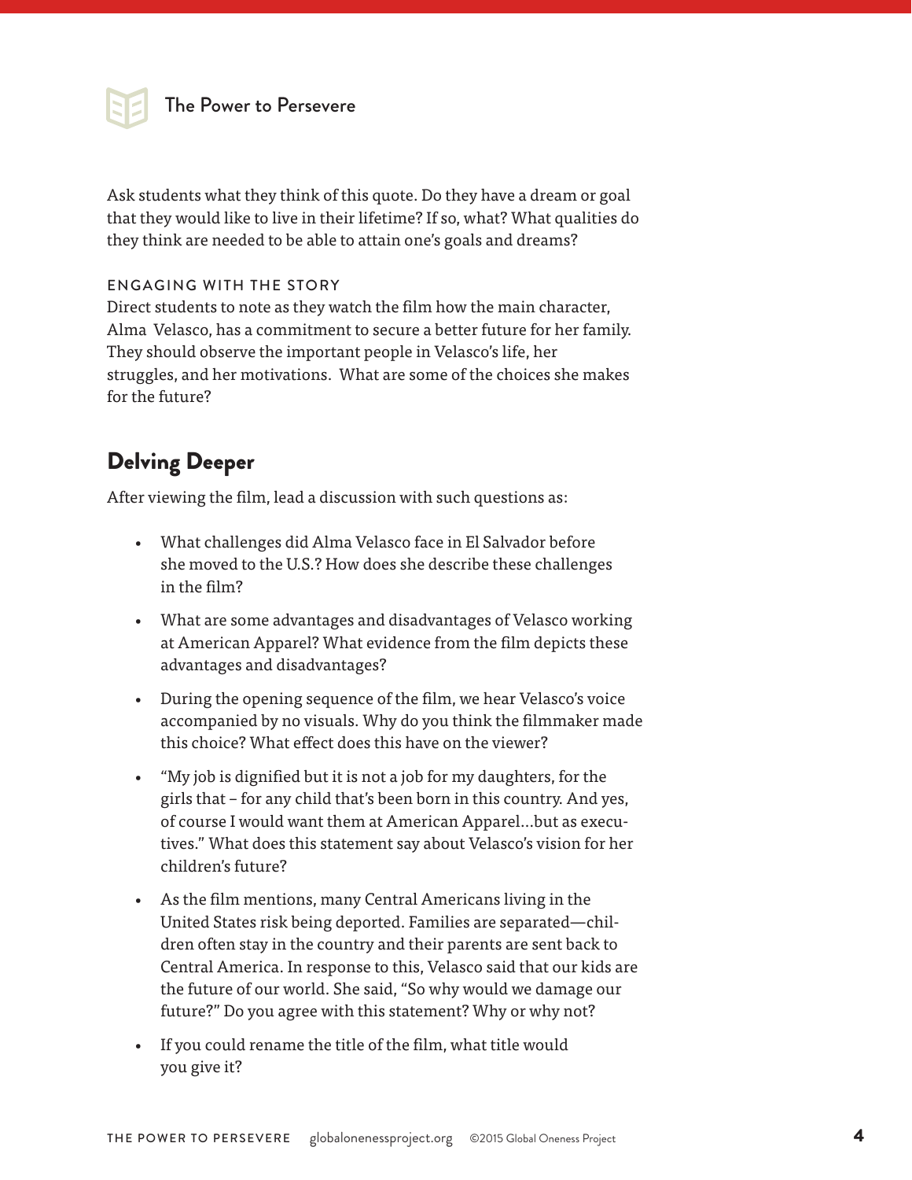Ask students what they think of this quote. Do they have a dream or goal that they would like to live in their lifetime? If so, what? What qualities do they think are needed to be able to attain one's goals and dreams?

### ENGAGING WITH THE STORY

Direct students to note as they watch the film how the main character, Alma Velasco, has a commitment to secure a better future for her family. They should observe the important people in Velasco's life, her struggles, and her motivations. What are some of the choices she makes for the future?

## Delving Deeper

After viewing the film, lead a discussion with such questions as:

- What challenges did Alma Velasco face in El Salvador before she moved to the U.S.? How does she describe these challenges in the film?
- What are some advantages and disadvantages of Velasco working at American Apparel? What evidence from the film depicts these advantages and disadvantages?
- During the opening sequence of the film, we hear Velasco's voice accompanied by no visuals. Why do you think the filmmaker made this choice? What effect does this have on the viewer?
- "My job is dignified but it is not a job for my daughters, for the girls that – for any child that's been born in this country. And yes, of course I would want them at American Apparel…but as executives." What does this statement say about Velasco's vision for her children's future?
- As the film mentions, many Central Americans living in the United States risk being deported. Families are separated—children often stay in the country and their parents are sent back to Central America. In response to this, Velasco said that our kids are the future of our world. She said, "So why would we damage our future?" Do you agree with this statement? Why or why not?
- If you could rename the title of the film, what title would you give it?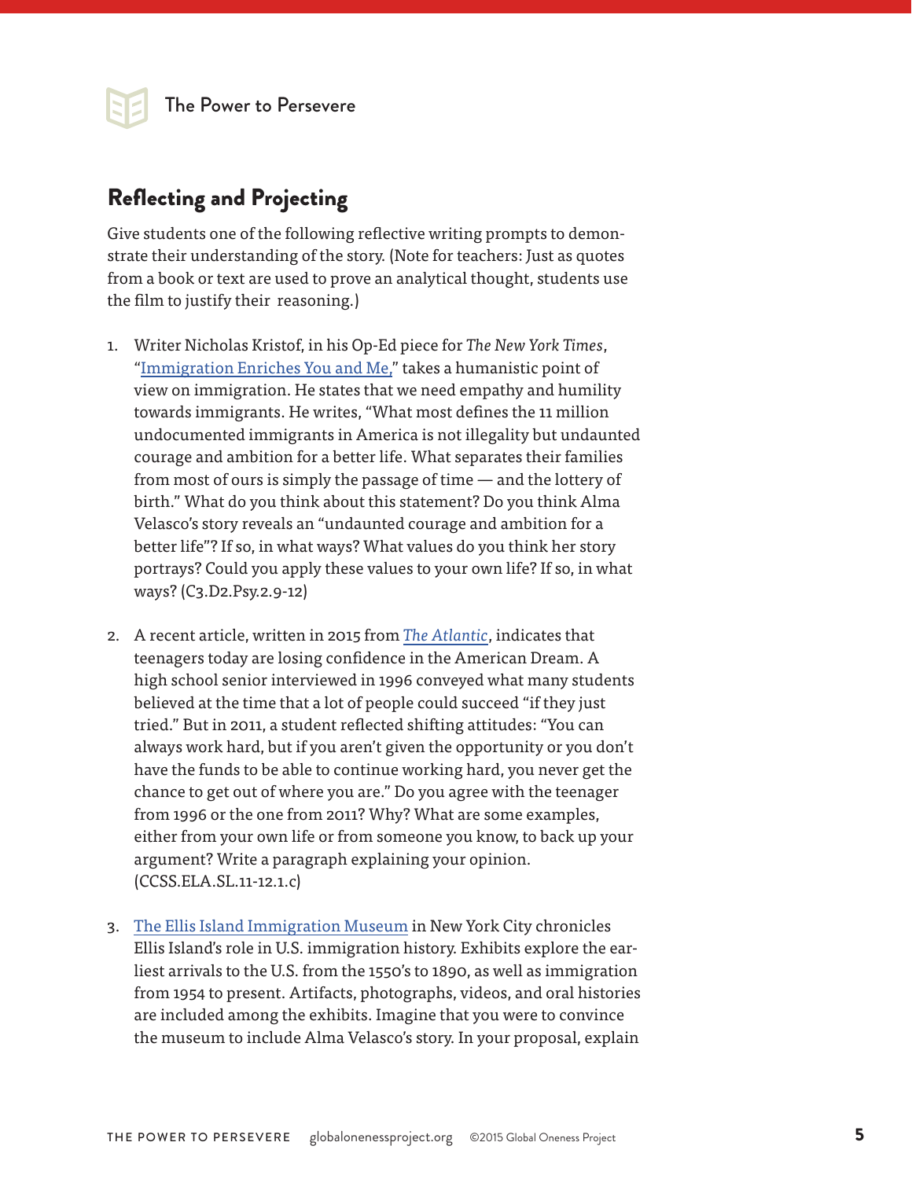The Power to Persevere

## Reflecting and Projecting

Give students one of the following reflective writing prompts to demonstrate their understanding of the story. (Note for teachers: Just as quotes from a book or text are used to prove an analytical thought, students use the film to justify their reasoning.)

1. Writer Nicholas Kristof, in his Op-Ed piece for *The New York Times*, "Immigration Enriches You and Me," takes a humanistic point of view on immigration. He states that we need empathy and humility towards immigrants. He writes, "What most defines the 11 million undocumented immigrants in America is not illegality but undaunted courage and ambition for a better life. What separates their families from most of ours is simply the passage of time — and the lottery of birth." What do you think about this statement? Do you think Alma Velasco's story reveals an "undaunted courage and ambition for a better life"? If so, in what ways? What values do you think her story portrays? Could you apply these values to your own life? If so, in what ways? (C3.D2.Psy.2.9-12)

2. A recent article, written in 2015 from *The Atlantic*, indicates that teenagers today are losing confidence in the American Dream. A high school senior interviewed in 1996 conveyed what many students believed at the time that a lot of people could succeed "if they just tried." But in 2011, a student reflected shifting attitudes: "You can always work hard, but if you aren't given the opportunity or you don't have the funds to be able to continue working hard, you never get the chance to get out of where you are." Do you agree with the teenager from 1996 or the one from 2011? Why? What are some examples, either from your own life or from someone you know, to back up your argument? Write a paragraph explaining your opinion. (CCSS.ELA.SL.11-12.1.c)

3. The Ellis Island Immigration Museum in New York City chronicles Ellis Island's role in U.S. immigration history. Exhibits explore the earliest arrivals to the U.S. from the 1550's to 1890, as well as immigration from 1954 to present. Artifacts, photographs, videos, and oral histories are included among the exhibits. Imagine that you were to convince the museum to include Alma Velasco's story. In your proposal, explain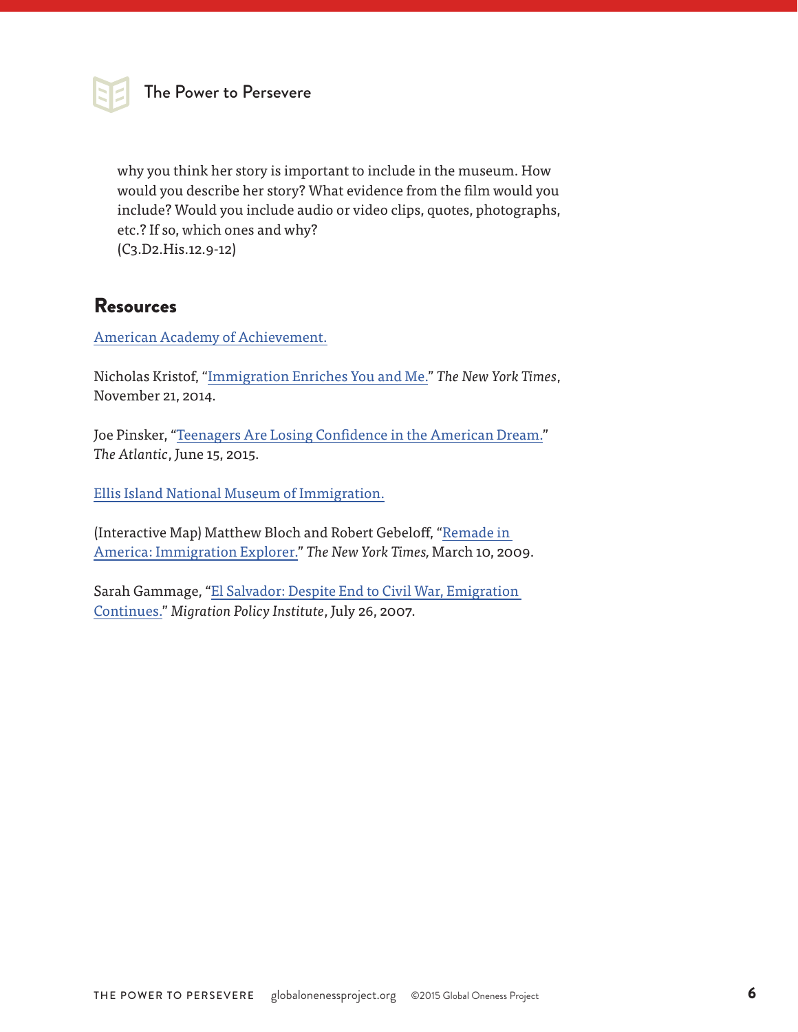why you think her story is important to include in the museum. How would you describe her story? What evidence from the film would you include? Would you include audio or video clips, quotes, photographs, etc.? If so, which ones and why?
(C3.D2.His.12.9-12)

## Resources

American Academy of Achievement.

Nicholas Kristof, "Immigration Enriches You and Me." *The New York Times*, November 21, 2014.

Joe Pinsker, "Teenagers Are Losing Confidence in the American Dream." *The Atlantic*, June 15, 2015.

Ellis Island National Museum of Immigration.

(Interactive Map) Matthew Bloch and Robert Gebeloff, "Remade in America: Immigration Explorer." *The New York Times,* March 10, 2009.

Sarah Gammage, "El Salvador: Despite End to Civil War, Emigration Continues." *Migration Policy Institute*, July 26, 2007.